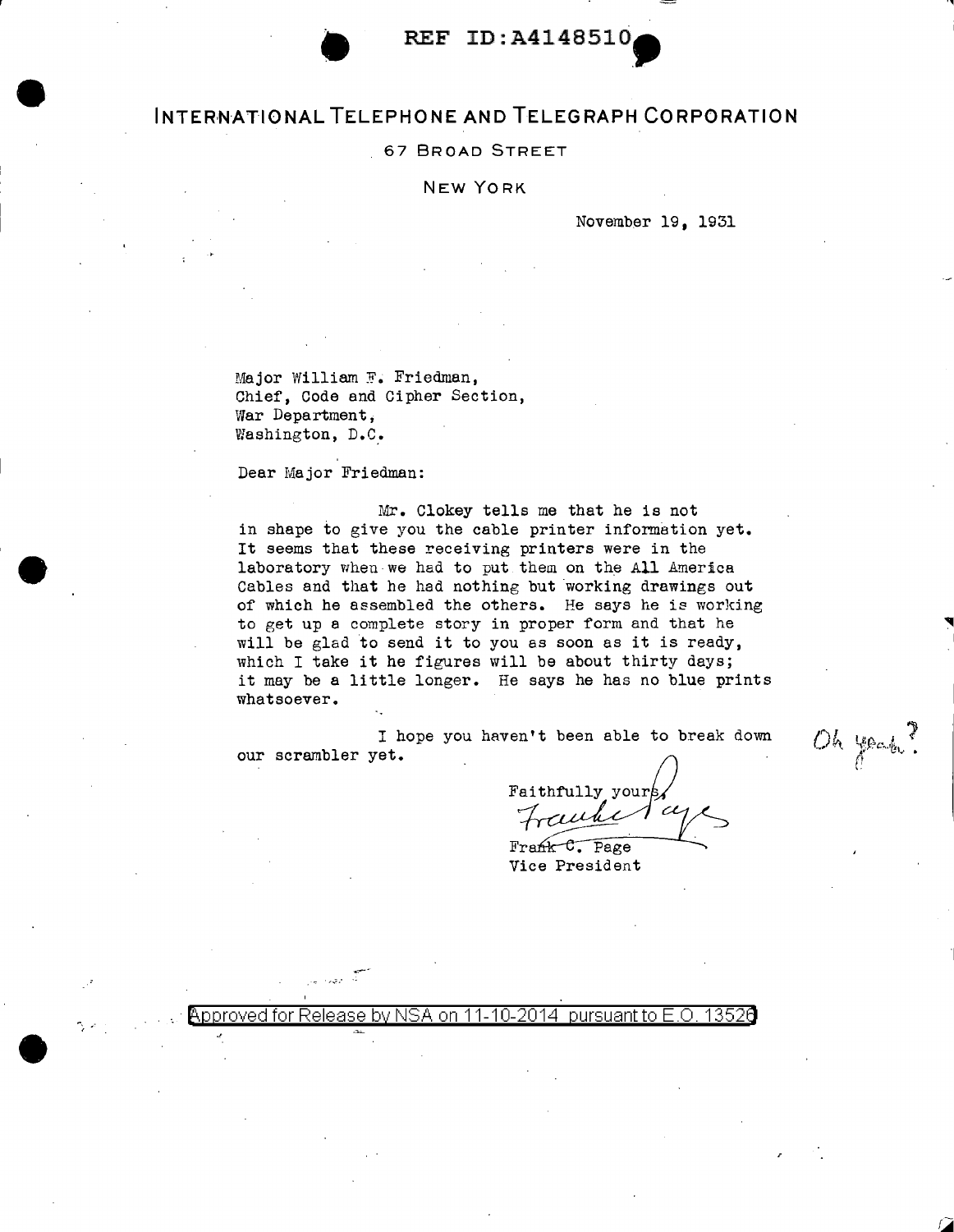REF ID:A4148510

# INTERNATIONAL TELEPHONE AND TELEGRAPH CORPORATION

67 BROAD STREET

NEW YORK

November 19, 1931

Major William F. Friedman,
Chief, Code and Cipher Section,
War Department,
Washington, D.C.

Dear Major Friedman:

Mr. Clokey tells me that he is not in shape to give you the cable printer information yet. It seems that these receiving printers were in the laboratory when we had to put them on the All America Cables and that he had nothing but working drawings out of which he assembled the others. He says he is working to get up a complete story in proper form and that he will be glad to send it to you as soon as it is ready, which I take it he figures will be about thirty days; it may be a little longer. He says he has no blue prints whatsoever.

I hope you haven't been able to break down our scrambler yet.

Oh yeah?

Faithfully yours,

Frank C. Page
Vice President

Approved for Release by NSA on 11-10-2014 pursuant to E.O. 13526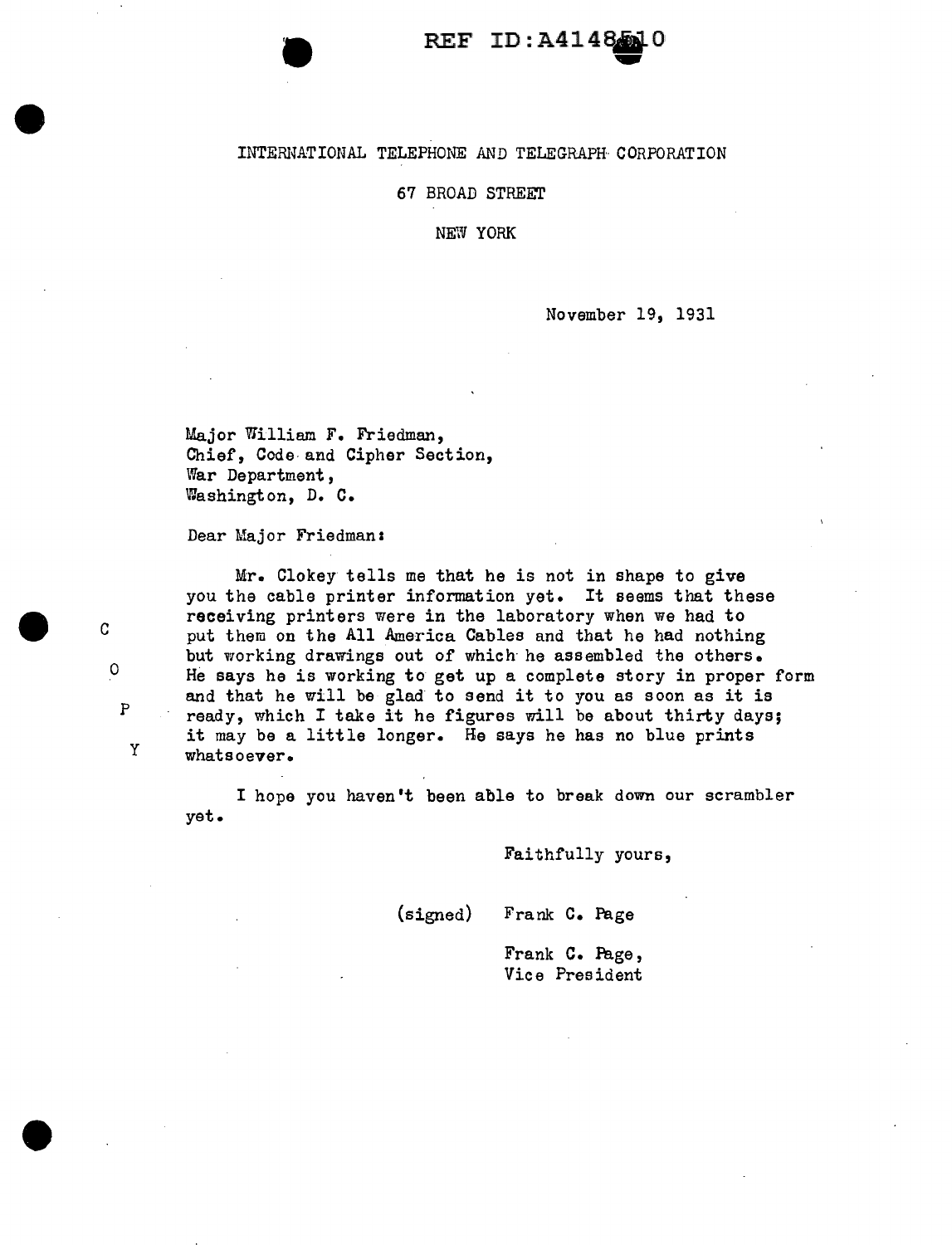INTERNATIONAL TELEPHONE AND TELEGRAPH CORPORATION

67 BROAD STREET

NEW YORK

November 19, 1931

Major William F. Friedman,
Chief, Code and Cipher Section,
War Department,
Washington, D. C.

Dear Major Friedman:

C O P Y

Mr. Clokey tells me that he is not in shape to give you the cable printer information yet. It seems that these receiving printers were in the laboratory when we had to put them on the All America Cables and that he had nothing but working drawings out of which he assembled the others. He says he is working to get up a complete story in proper form and that he will be glad to send it to you as soon as it is ready, which I take it he figures will be about thirty days; it may be a little longer. He says he has no blue prints whatsoever.

I hope you haven't been able to break down our scrambler yet.

Faithfully yours,

(signed) Frank C. Page

Frank C. Page,
Vice President